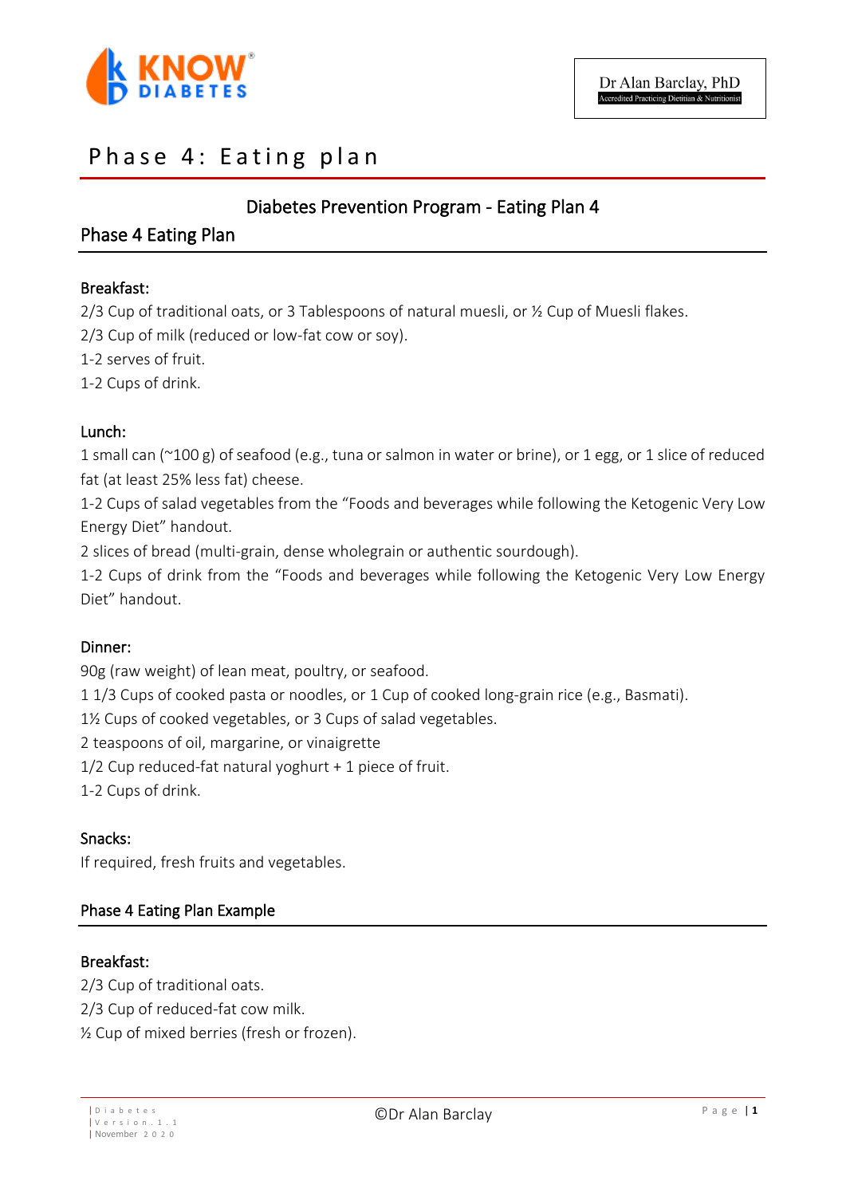Dr Alan Barclay, PhD
Accredited Practicing Dietitian & Nutritionist

# Phase 4: Eating plan

## Diabetes Prevention Program - Eating Plan 4

### Phase 4 Eating Plan

**Breakfast:**

2/3 Cup of traditional oats, or 3 Tablespoons of natural muesli, or ½ Cup of Muesli flakes.
2/3 Cup of milk (reduced or low-fat cow or soy).
1-2 serves of fruit.
1-2 Cups of drink.

**Lunch:**

1 small can (~100 g) of seafood (e.g., tuna or salmon in water or brine), or 1 egg, or 1 slice of reduced fat (at least 25% less fat) cheese.
1-2 Cups of salad vegetables from the "Foods and beverages while following the Ketogenic Very Low Energy Diet" handout.
2 slices of bread (multi-grain, dense wholegrain or authentic sourdough).
1-2 Cups of drink from the "Foods and beverages while following the Ketogenic Very Low Energy Diet" handout.

**Dinner:**

90g (raw weight) of lean meat, poultry, or seafood.
1 1/3 Cups of cooked pasta or noodles, or 1 Cup of cooked long-grain rice (e.g., Basmati).
1½ Cups of cooked vegetables, or 3 Cups of salad vegetables.
2 teaspoons of oil, margarine, or vinaigrette
1/2 Cup reduced-fat natural yoghurt + 1 piece of fruit.
1-2 Cups of drink.

**Snacks:**

If required, fresh fruits and vegetables.

### Phase 4 Eating Plan Example

**Breakfast:**

2/3 Cup of traditional oats.
2/3 Cup of reduced-fat cow milk.
½ Cup of mixed berries (fresh or frozen).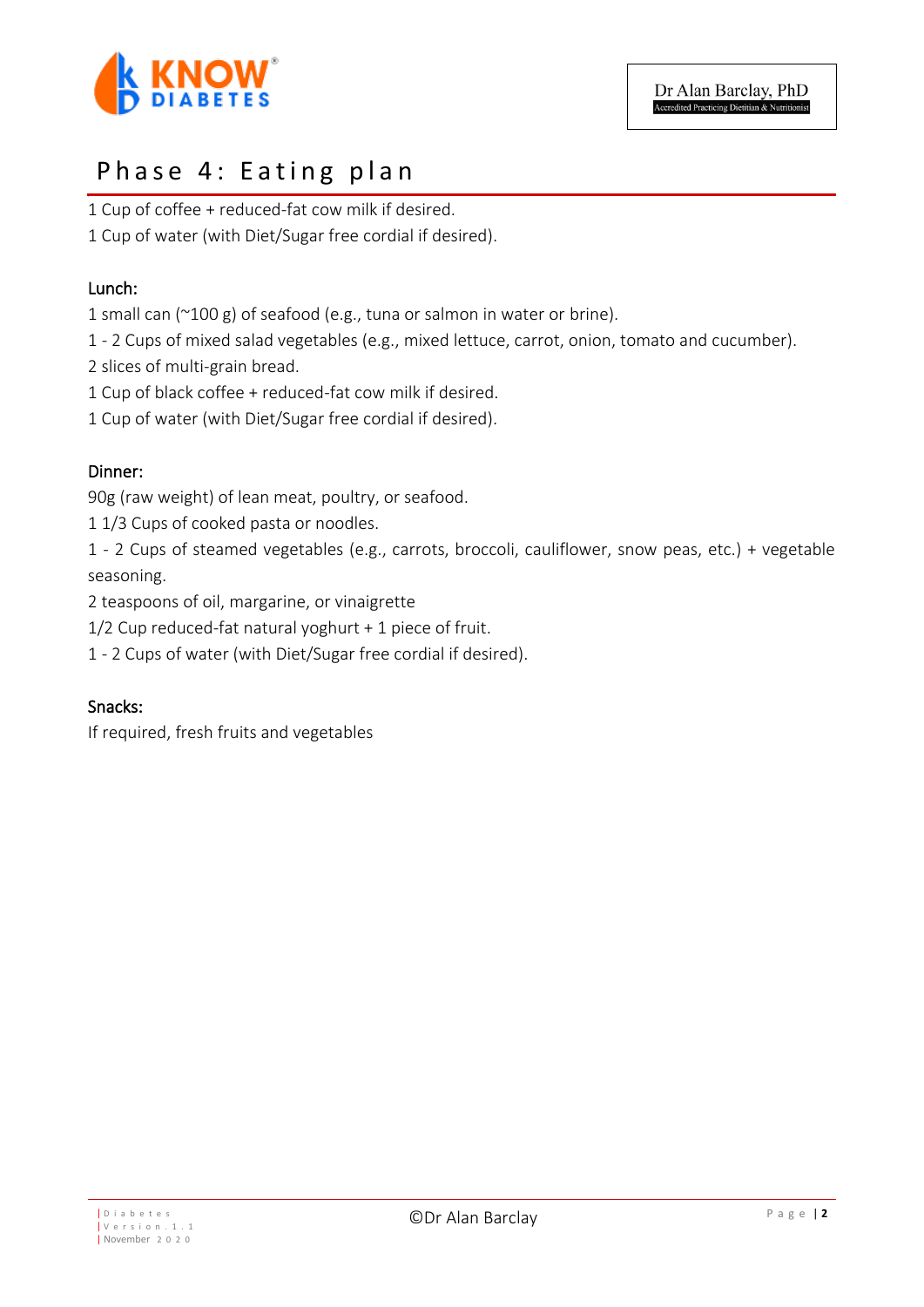# Phase 4: Eating plan

1 Cup of coffee + reduced-fat cow milk if desired.

1 Cup of water (with Diet/Sugar free cordial if desired).

**Lunch:**

1 small can (~100 g) of seafood (e.g., tuna or salmon in water or brine).

1 - 2 Cups of mixed salad vegetables (e.g., mixed lettuce, carrot, onion, tomato and cucumber).

2 slices of multi-grain bread.

1 Cup of black coffee + reduced-fat cow milk if desired.

1 Cup of water (with Diet/Sugar free cordial if desired).

**Dinner:**

90g (raw weight) of lean meat, poultry, or seafood.

1 1/3 Cups of cooked pasta or noodles.

1 - 2 Cups of steamed vegetables (e.g., carrots, broccoli, cauliflower, snow peas, etc.) + vegetable seasoning.

2 teaspoons of oil, margarine, or vinaigrette

1/2 Cup reduced-fat natural yoghurt + 1 piece of fruit.

1 - 2 Cups of water (with Diet/Sugar free cordial if desired).

**Snacks:**

If required, fresh fruits and vegetables